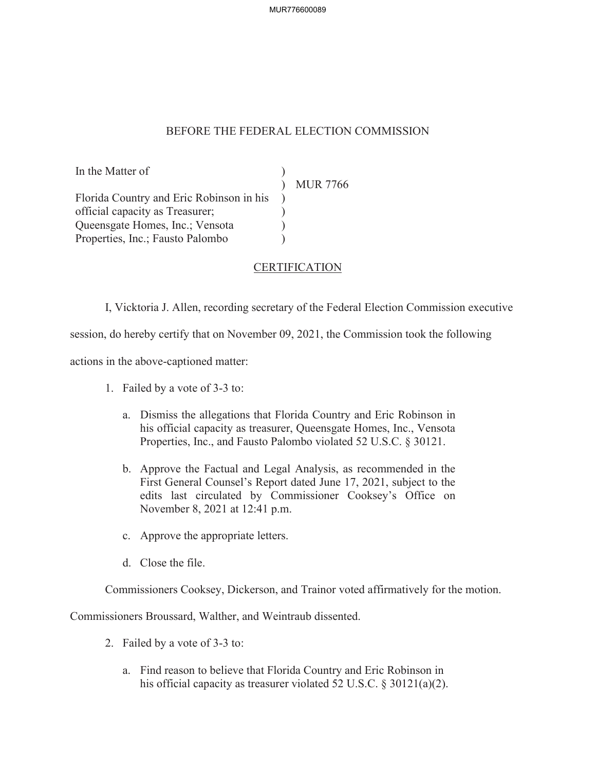# BEFORE THE FEDERAL ELECTION COMMISSION

| In the Matter of | | |
|---|---|---|
| | ) | MUR 7766 |
| Florida Country and Eric Robinson in his official capacity as Treasurer; Queensgate Homes, Inc.; Vensota Properties, Inc.; Fausto Palombo | ) | |

## CERTIFICATION

I, Vicktoria J. Allen, recording secretary of the Federal Election Commission executive session, do hereby certify that on November 09, 2021, the Commission took the following actions in the above-captioned matter:

1. Failed by a vote of 3-3 to:

   a. Dismiss the allegations that Florida Country and Eric Robinson in his official capacity as treasurer, Queensgate Homes, Inc., Vensota Properties, Inc., and Fausto Palombo violated 52 U.S.C. § 30121.

   b. Approve the Factual and Legal Analysis, as recommended in the First General Counsel's Report dated June 17, 2021, subject to the edits last circulated by Commissioner Cooksey's Office on November 8, 2021 at 12:41 p.m.

   c. Approve the appropriate letters.

   d. Close the file.

   Commissioners Cooksey, Dickerson, and Trainor voted affirmatively for the motion. Commissioners Broussard, Walther, and Weintraub dissented.

2. Failed by a vote of 3-3 to:

   a. Find reason to believe that Florida Country and Eric Robinson in his official capacity as treasurer violated 52 U.S.C. § 30121(a)(2).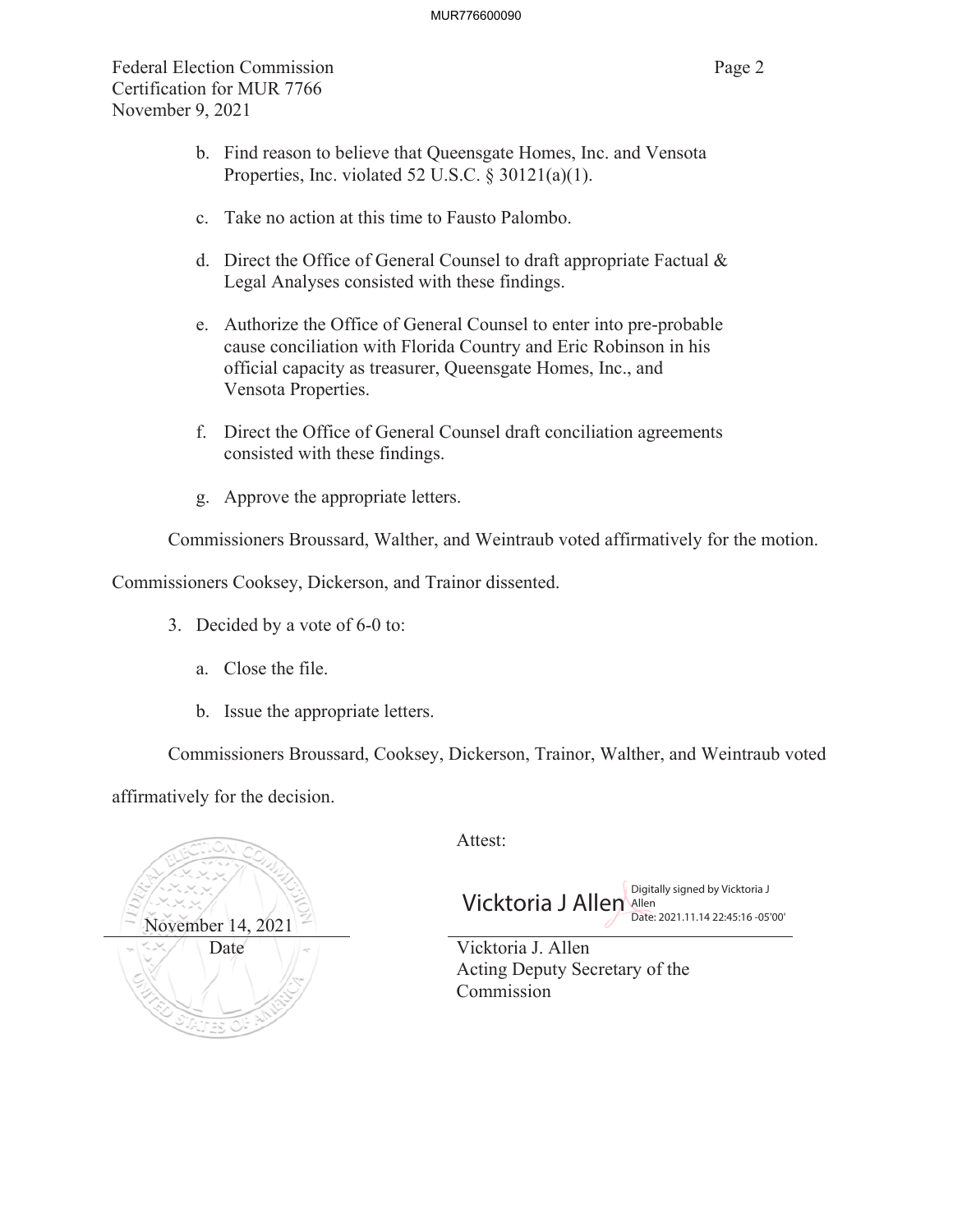Federal Election Commission
Certification for MUR 7766
November 9, 2021

b. Find reason to believe that Queensgate Homes, Inc. and Vensota Properties, Inc. violated 52 U.S.C. § 30121(a)(1).

c. Take no action at this time to Fausto Palombo.

d. Direct the Office of General Counsel to draft appropriate Factual & Legal Analyses consisted with these findings.

e. Authorize the Office of General Counsel to enter into pre-probable cause conciliation with Florida Country and Eric Robinson in his official capacity as treasurer, Queensgate Homes, Inc., and Vensota Properties.

f. Direct the Office of General Counsel draft conciliation agreements consisted with these findings.

g. Approve the appropriate letters.

Commissioners Broussard, Walther, and Weintraub voted affirmatively for the motion.

Commissioners Cooksey, Dickerson, and Trainor dissented.

3. Decided by a vote of 6-0 to:

   a. Close the file.

   b. Issue the appropriate letters.

Commissioners Broussard, Cooksey, Dickerson, Trainor, Walther, and Weintraub voted affirmatively for the decision.

Attest:

November 14, 2021
Date

Vicktoria J Allen
Digitally signed by Vicktoria J Allen
Date: 2021.11.14 22:45:16 -05'00'

Vicktoria J. Allen
Acting Deputy Secretary of the Commission